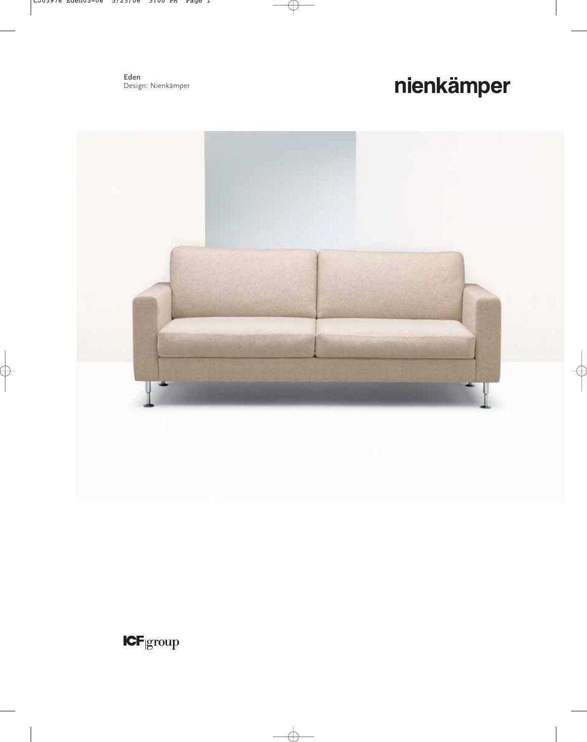**Eden**
Design: Nienkämper

nienkämper

ICF group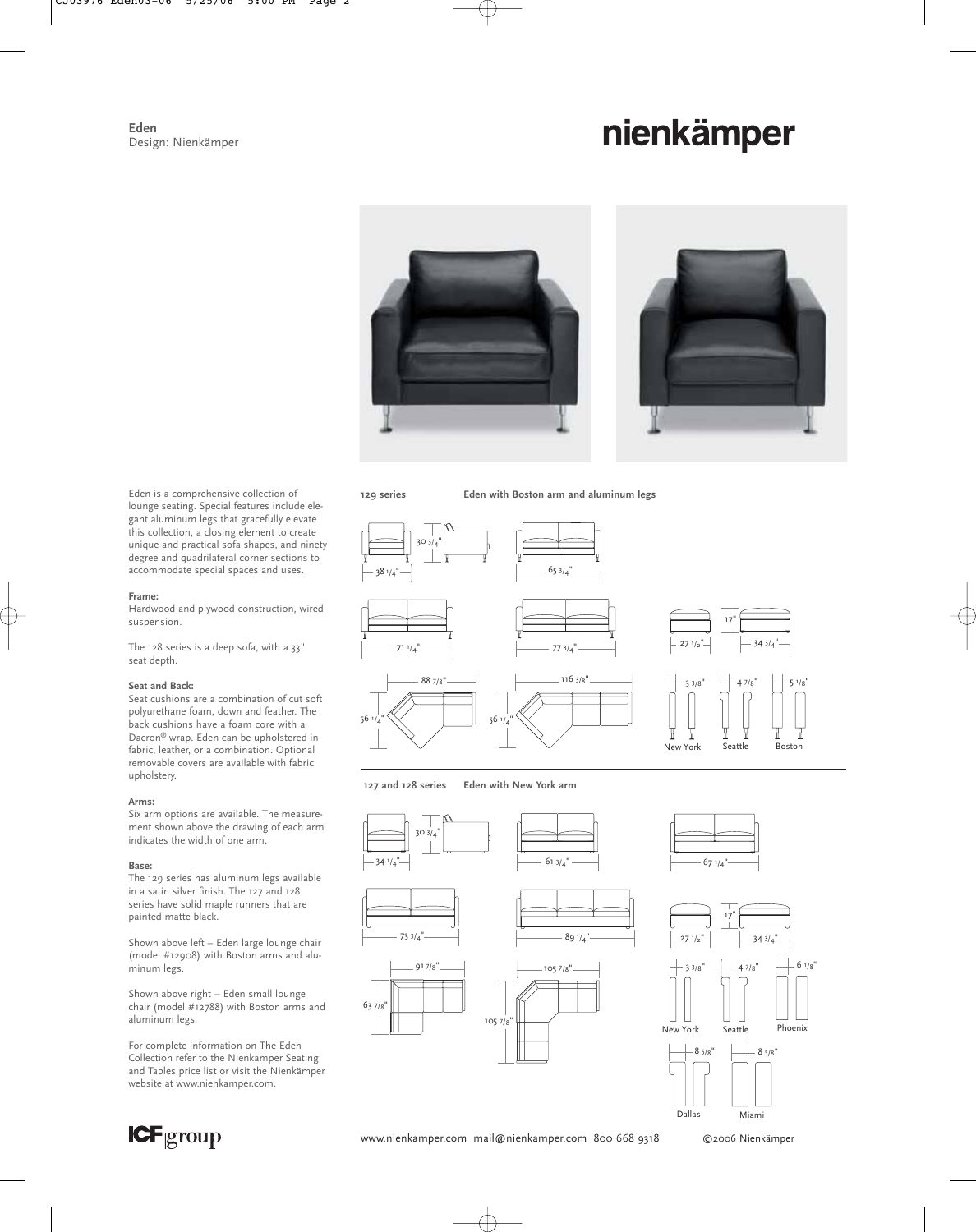**Eden**
Design: Nienkämper

# nienkämper

Eden is a comprehensive collection of lounge seating. Special features include elegant aluminum legs that gracefully elevate this collection, a closing element to create unique and practical sofa shapes, and ninety degree and quadrilateral corner sections to accommodate special spaces and uses.

**Frame:**
Hardwood and plywood construction, wired suspension.

The 128 series is a deep sofa, with a 33" seat depth.

**Seat and Back:**
Seat cushions are a combination of cut soft polyurethane foam, down and feather. The back cushions have a foam core with a Dacron® wrap. Eden can be upholstered in fabric, leather, or a combination. Optional removable covers are available with fabric upholstery.

**Arms:**
Six arm options are available. The measurement shown above the drawing of each arm indicates the width of one arm.

**Base:**
The 129 series has aluminum legs available in a satin silver finish. The 127 and 128 series have solid maple runners that are painted matte black.

Shown above left – Eden large lounge chair (model #12908) with Boston arms and aluminum legs.

Shown above right – Eden small lounge chair (model #12788) with Boston arms and aluminum legs.

For complete information on The Eden Collection refer to the Nienkämper Seating and Tables price list or visit the Nienkämper website at www.nienkamper.com.

**129 series** **Eden with Boston arm and aluminum legs**

38 1/4"
30 3/4"
65 3/4"
71 1/4"
77 3/4"
17"
27 1/2"
34 3/4"
88 7/8"
56 1/4"
116 3/8"
56 1/4"
3 3/8"
4 7/8"
5 1/8"
New York
Seattle
Boston

**127 and 128 series** **Eden with New York arm**

34 1/4"
30 3/4"
61 3/4"
67 1/4"
73 3/4"
89 1/4"
17"
27 1/2"
34 3/4"
91 7/8"
63 7/8"
105 7/8"
105 7/8"
3 3/8"
4 7/8"
6 1/8"
New York
Seattle
Phoenix
8 5/8"
8 5/8"
Dallas
Miami

ICF group

www.nienkamper.com mail@nienkamper.com 800 668 9318 ©2006 Nienkämper